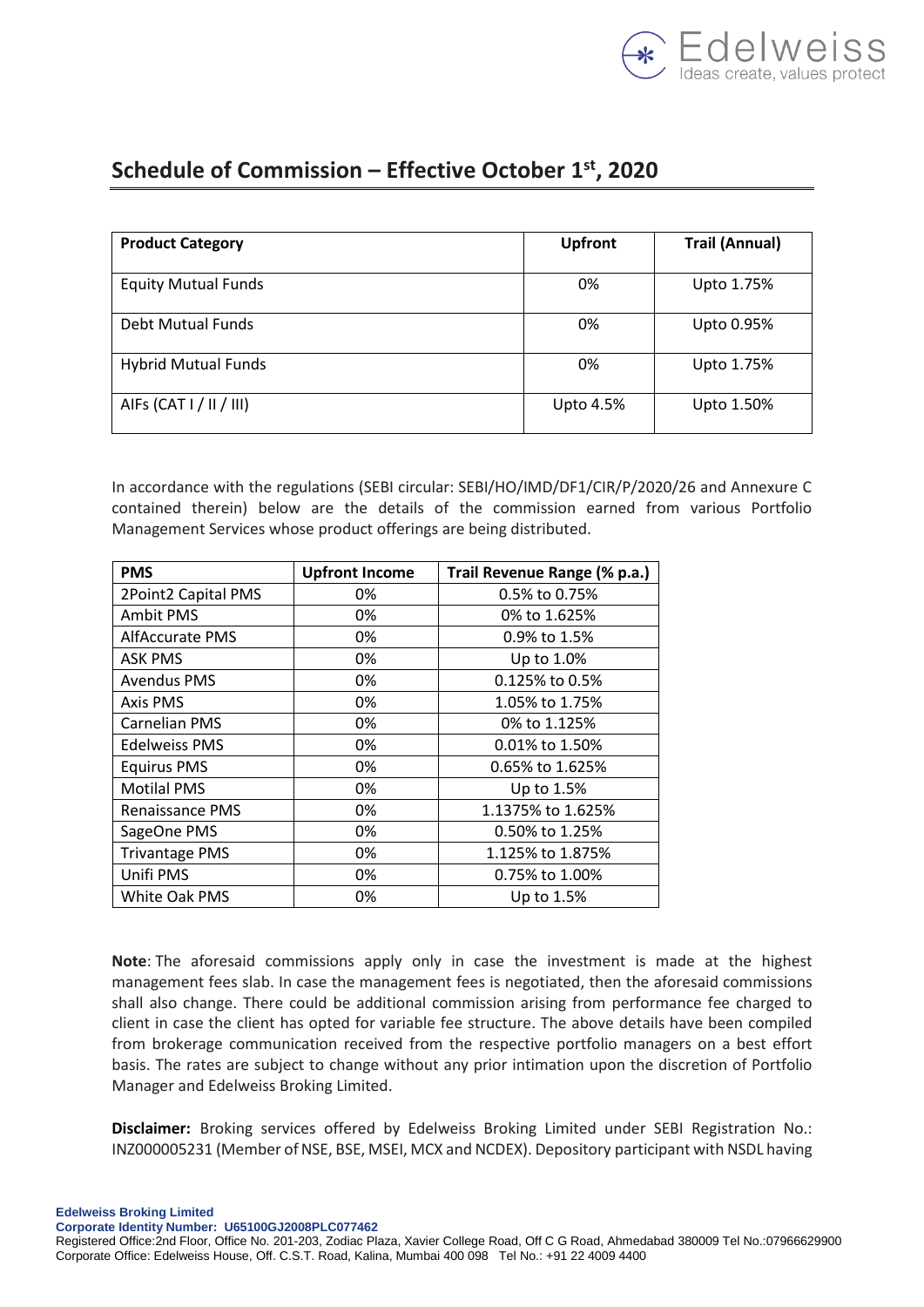## Schedule of Commission – Effective October 1st, 2020

| Product Category | Upfront | Trail (Annual) |
|---|---|---|
| Equity Mutual Funds | 0% | Upto 1.75% |
| Debt Mutual Funds | 0% | Upto 0.95% |
| Hybrid Mutual Funds | 0% | Upto 1.75% |
| AIFs (CAT I / II / III) | Upto 4.5% | Upto 1.50% |

In accordance with the regulations (SEBI circular: SEBI/HO/IMD/DF1/CIR/P/2020/26 and Annexure C contained therein) below are the details of the commission earned from various Portfolio Management Services whose product offerings are being distributed.

| PMS | Upfront Income | Trail Revenue Range (% p.a.) |
|---|---|---|
| 2Point2 Capital PMS | 0% | 0.5% to 0.75% |
| Ambit PMS | 0% | 0% to 1.625% |
| AlfAccurate PMS | 0% | 0.9% to 1.5% |
| ASK PMS | 0% | Up to 1.0% |
| Avendus PMS | 0% | 0.125% to 0.5% |
| Axis PMS | 0% | 1.05% to 1.75% |
| Carnelian PMS | 0% | 0% to 1.125% |
| Edelweiss PMS | 0% | 0.01% to 1.50% |
| Equirus PMS | 0% | 0.65% to 1.625% |
| Motilal PMS | 0% | Up to 1.5% |
| Renaissance PMS | 0% | 1.1375% to 1.625% |
| SageOne PMS | 0% | 0.50% to 1.25% |
| Trivantage PMS | 0% | 1.125% to 1.875% |
| Unifi PMS | 0% | 0.75% to 1.00% |
| White Oak PMS | 0% | Up to 1.5% |

**Note**: The aforesaid commissions apply only in case the investment is made at the highest management fees slab. In case the management fees is negotiated, then the aforesaid commissions shall also change. There could be additional commission arising from performance fee charged to client in case the client has opted for variable fee structure. The above details have been compiled from brokerage communication received from the respective portfolio managers on a best effort basis. The rates are subject to change without any prior intimation upon the discretion of Portfolio Manager and Edelweiss Broking Limited.

**Disclaimer:** Broking services offered by Edelweiss Broking Limited under SEBI Registration No.: INZ000005231 (Member of NSE, BSE, MSEI, MCX and NCDEX). Depository participant with NSDL having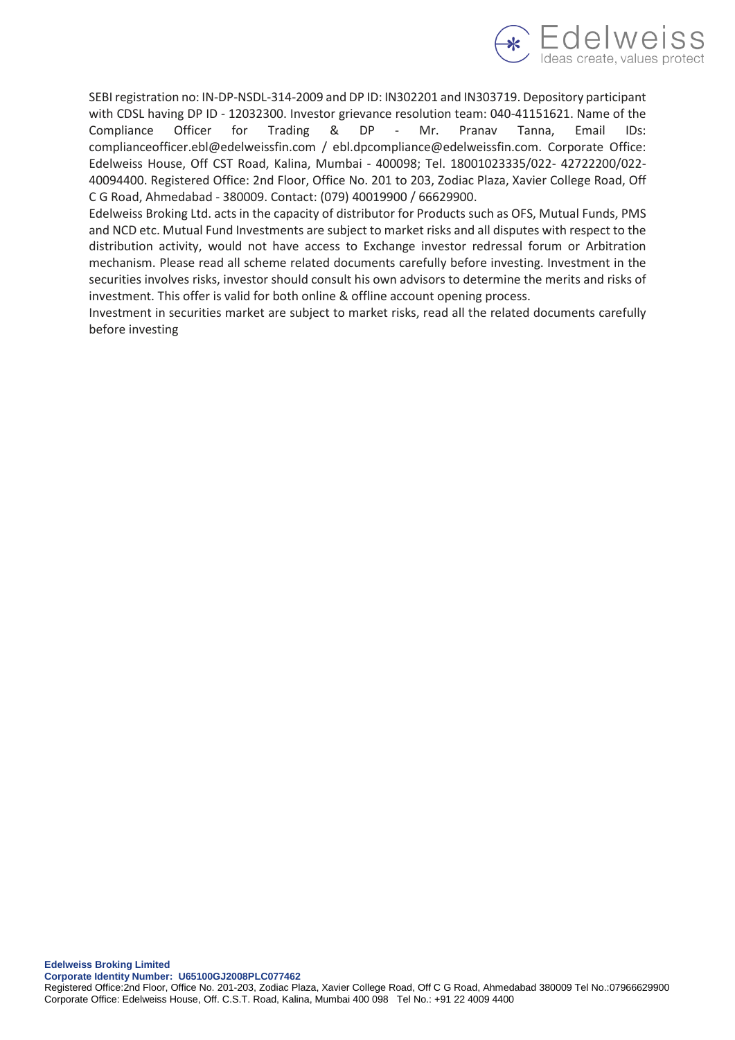SEBI registration no: IN-DP-NSDL-314-2009 and DP ID: IN302201 and IN303719. Depository participant with CDSL having DP ID - 12032300. Investor grievance resolution team: 040-41151621. Name of the Compliance Officer for Trading & DP - Mr. Pranav Tanna, Email IDs: complianceofficer.ebl@edelweissfin.com / ebl.dpcompliance@edelweissfin.com. Corporate Office: Edelweiss House, Off CST Road, Kalina, Mumbai - 400098; Tel. 18001023335/022- 42722200/022-40094400. Registered Office: 2nd Floor, Office No. 201 to 203, Zodiac Plaza, Xavier College Road, Off C G Road, Ahmedabad - 380009. Contact: (079) 40019900 / 66629900.

Edelweiss Broking Ltd. acts in the capacity of distributor for Products such as OFS, Mutual Funds, PMS and NCD etc. Mutual Fund Investments are subject to market risks and all disputes with respect to the distribution activity, would not have access to Exchange investor redressal forum or Arbitration mechanism. Please read all scheme related documents carefully before investing. Investment in the securities involves risks, investor should consult his own advisors to determine the merits and risks of investment. This offer is valid for both online & offline account opening process.

Investment in securities market are subject to market risks, read all the related documents carefully before investing

**Edelweiss Broking Limited**
**Corporate Identity Number: U65100GJ2008PLC077462**
Registered Office:2nd Floor, Office No. 201-203, Zodiac Plaza, Xavier College Road, Off C G Road, Ahmedabad 380009 Tel No.:07966629900
Corporate Office: Edelweiss House, Off. C.S.T. Road, Kalina, Mumbai 400 098 Tel No.: +91 22 4009 4400